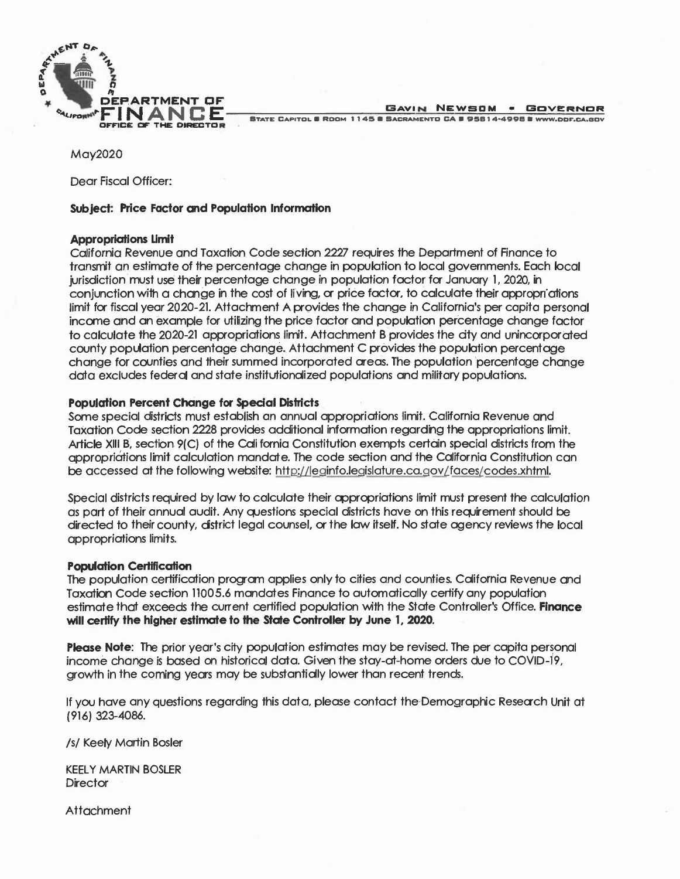DEPARTMENT OF FINANCE
OFFICE OF THE DIRECTOR

GAVIN NEWSOM • GOVERNOR

STATE CAPITOL ■ ROOM 1145 ■ SACRAMENTO CA ■ 95814-4998 ■ WWW.DOF.CA.GOV

May2020

Dear Fiscal Officer:

**Subject: Price Factor and Population Information**

**Appropriations Limit**

California Revenue and Taxation Code section 2227 requires the Department of Finance to transmit an estimate of the percentage change in population to local governments. Each local jurisdiction must use their percentage change in population factor for January 1, 2020, in conjunction with a change in the cost of living, or price factor, to calculate their appropriations limit for fiscal year 2020-21. Attachment A provides the change in California's per capita personal income and an example for utilizing the price factor and population percentage change factor to calculate the 2020-21 appropriations limit. Attachment B provides the city and unincorporated county population percentage change. Attachment C provides the population percentage change for counties and their summed incorporated areas. The population percentage change data excludes federal and state institutionalized populations and military populations.

**Population Percent Change for Special Districts**

Some special districts must establish an annual appropriations limit. California Revenue and Taxation Code section 2228 provides additional information regarding the appropriations limit. Article XIII B, section 9(C) of the California Constitution exempts certain special districts from the appropriations limit calculation mandate. The code section and the California Constitution can be accessed at the following website: http://leginfo.legislature.ca.gov/faces/codes.xhtml.

Special districts required by law to calculate their appropriations limit must present the calculation as part of their annual audit. Any questions special districts have on this requirement should be directed to their county, district legal counsel, or the law itself. No state agency reviews the local appropriations limits.

**Population Certification**

The population certification program applies only to cities and counties. California Revenue and Taxation Code section 11005.6 mandates Finance to automatically certify any population estimate that exceeds the current certified population with the State Controller's Office. **Finance will certify the higher estimate to the State Controller by June 1, 2020.**

**Please Note**: The prior year's city population estimates may be revised. The per capita personal income change is based on historical data. Given the stay-at-home orders due to COVID-19, growth in the coming years may be substantially lower than recent trends.

If you have any questions regarding this data, please contact the Demographic Research Unit at (916) 323-4086.

/s/ Keely Martin Bosler

KEELY MARTIN BOSLER
Director

Attachment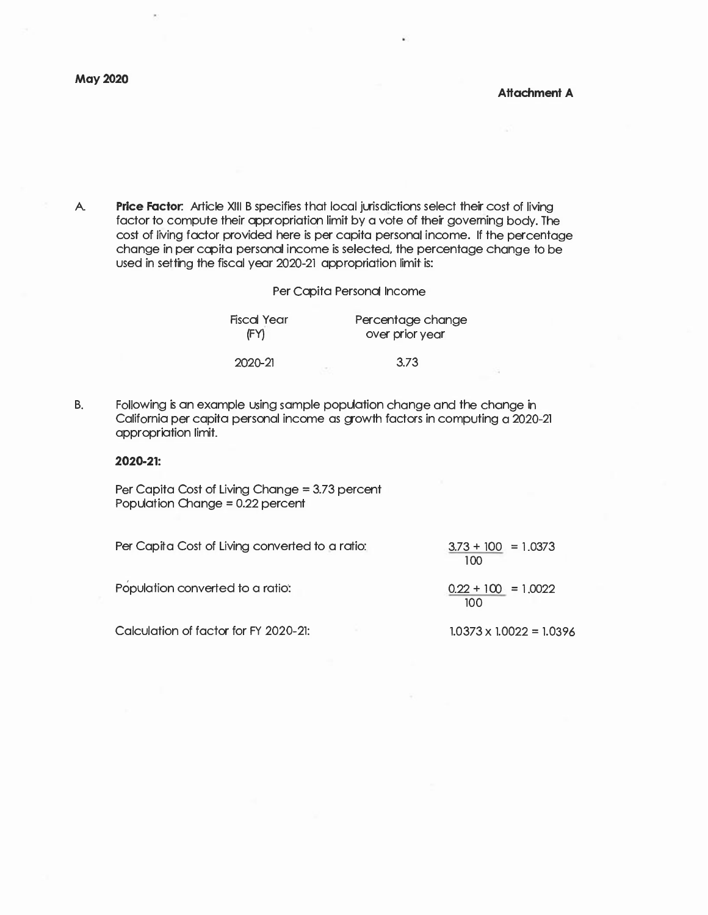May 2020

**Attachment A**

A. **Price Factor**: Article XIII B specifies that local jurisdictions select their cost of living factor to compute their appropriation limit by a vote of their governing body. The cost of living factor provided here is per capita personal income. If the percentage change in per capita personal income is selected, the percentage change to be used in setting the fiscal year 2020-21 appropriation limit is:

Per Capita Personal Income

| Fiscal Year (FY) | Percentage change over prior year |
|---|---|
| 2020-21 | 3.73 |

B. Following is an example using sample population change and the change in California per capita personal income as growth factors in computing a 2020-21 appropriation limit.

**2020-21:**

Per Capita Cost of Living Change = 3.73 percent
Population Change = 0.22 percent

Per Capita Cost of Living converted to a ratio: $\frac{3.73 + 100}{100} = 1.0373$

Population converted to a ratio: $\frac{0.22 + 100}{100} = 1.0022$

Calculation of factor for FY 2020-21: $1.0373 \times 1.0022 = 1.0396$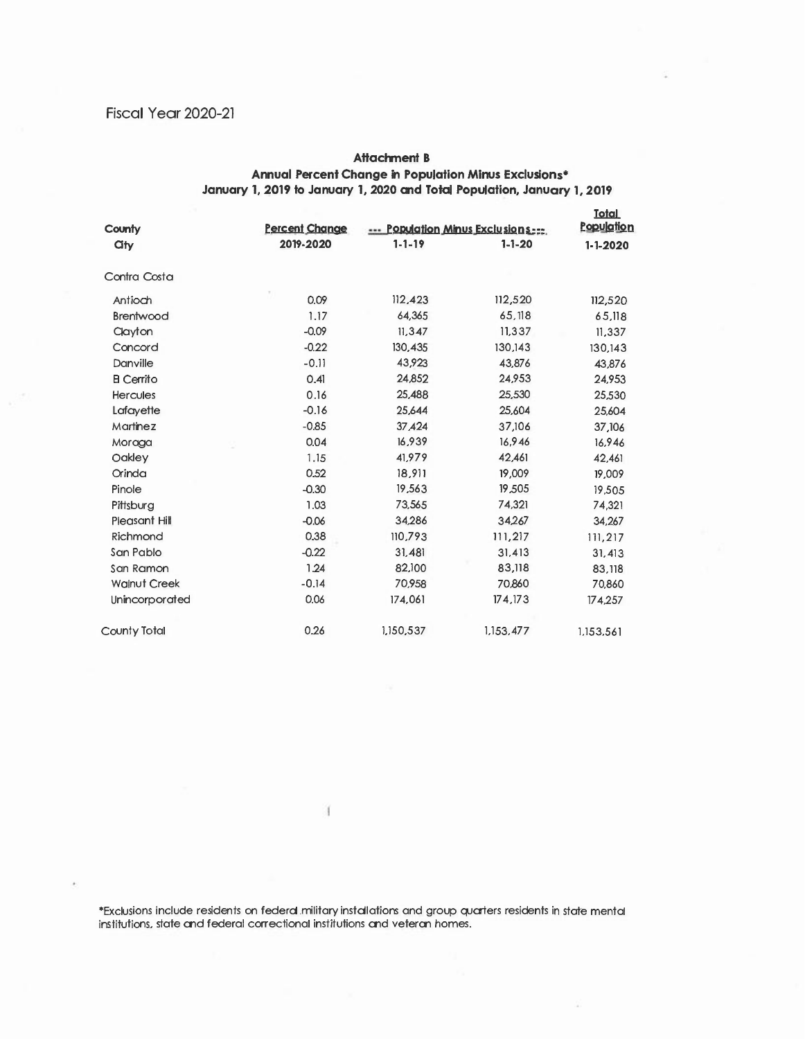Fiscal Year 2020-21

**Attachment B**
**Annual Percent Change in Population Minus Exclusions***
**January 1, 2019 to January 1, 2020 and Total Population, January 1, 2019**

| County<br>City | Percent Change<br>2019-2020 | --- Population Minus Exclusions ---<br>1-1-19 | <br>1-1-20 | Total Population<br>1-1-2020 |
|---|---|---|---|---|
| Contra Costa | | | | |
| Antioch | 0.09 | 112,423 | 112,520 | 112,520 |
| Brentwood | 1.17 | 64,365 | 65,118 | 65,118 |
| Clayton | -0.09 | 11,347 | 11,337 | 11,337 |
| Concord | -0.22 | 130,435 | 130,143 | 130,143 |
| Danville | -0.11 | 43,923 | 43,876 | 43,876 |
| El Cerrito | 0.41 | 24,852 | 24,953 | 24,953 |
| Hercules | 0.16 | 25,488 | 25,530 | 25,530 |
| Lafayette | -0.16 | 25,644 | 25,604 | 25,604 |
| Martinez | -0.85 | 37,424 | 37,106 | 37,106 |
| Moraga | 0.04 | 16,939 | 16,946 | 16,946 |
| Oakley | 1.15 | 41,979 | 42,461 | 42,461 |
| Orinda | 0.52 | 18,911 | 19,009 | 19,009 |
| Pinole | -0.30 | 19,563 | 19,505 | 19,505 |
| Pittsburg | 1.03 | 73,565 | 74,321 | 74,321 |
| Pleasant Hill | -0.06 | 34,286 | 34,267 | 34,267 |
| Richmond | 0.38 | 110,793 | 111,217 | 111,217 |
| San Pablo | -0.22 | 31,481 | 31,413 | 31,413 |
| San Ramon | 1.24 | 82,100 | 83,118 | 83,118 |
| Walnut Creek | -0.14 | 70,958 | 70,860 | 70,860 |
| Unincorporated | 0.06 | 174,061 | 174,173 | 174,257 |
| County Total | 0.26 | 1,150,537 | 1,153,477 | 1,153,561 |

*Exclusions include residents on federal military installations and group quarters residents in state mental institutions, state and federal correctional institutions and veteran homes.